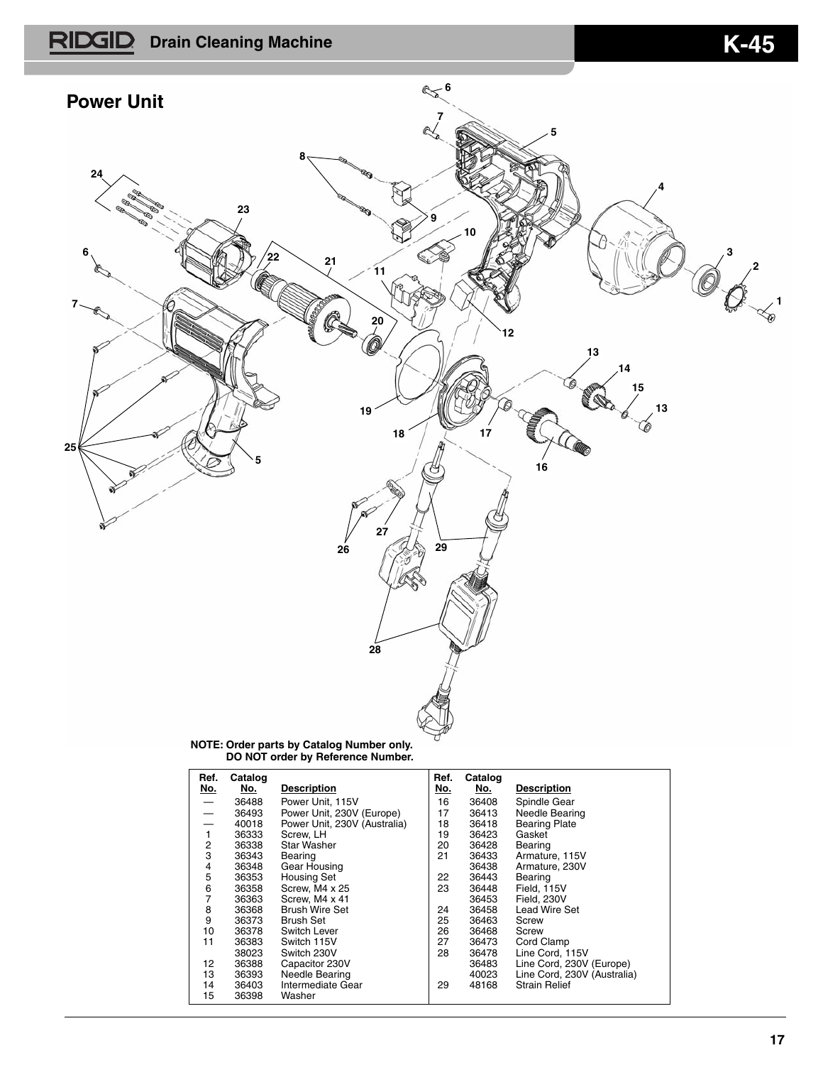# Drain Cleaning Machine — K-45

## Power Unit

**NOTE: Order parts by Catalog Number only.**
**DO NOT order by Reference Number.**

| Ref. No. | Catalog No. | Description | Ref. No. | Catalog No. | Description |
|---|---|---|---|---|---|
| — | 36488 | Power Unit, 115V | 16 | 36408 | Spindle Gear |
| — | 36493 | Power Unit, 230V (Europe) | 17 | 36413 | Needle Bearing |
| — | 40018 | Power Unit, 230V (Australia) | 18 | 36418 | Bearing Plate |
| 1 | 36333 | Screw, LH | 19 | 36423 | Gasket |
| 2 | 36338 | Star Washer | 20 | 36428 | Bearing |
| 3 | 36343 | Bearing | 21 | 36433 | Armature, 115V |
| 4 | 36348 | Gear Housing | | 36438 | Armature, 230V |
| 5 | 36353 | Housing Set | 22 | 36443 | Bearing |
| 6 | 36358 | Screw, M4 x 25 | 23 | 36448 | Field, 115V |
| 7 | 36363 | Screw, M4 x 41 | | 36453 | Field, 230V |
| 8 | 36368 | Brush Wire Set | 24 | 36458 | Lead Wire Set |
| 9 | 36373 | Brush Set | 25 | 36463 | Screw |
| 10 | 36378 | Switch Lever | 26 | 36468 | Screw |
| 11 | 36383 | Switch 115V | 27 | 36473 | Cord Clamp |
| | 38023 | Switch 230V | 28 | 36478 | Line Cord, 115V |
| 12 | 36388 | Capacitor 230V | | 36483 | Line Cord, 230V (Europe) |
| 13 | 36393 | Needle Bearing | | 40023 | Line Cord, 230V (Australia) |
| 14 | 36403 | Intermediate Gear | 29 | 48168 | Strain Relief |
| 15 | 36398 | Washer | | | |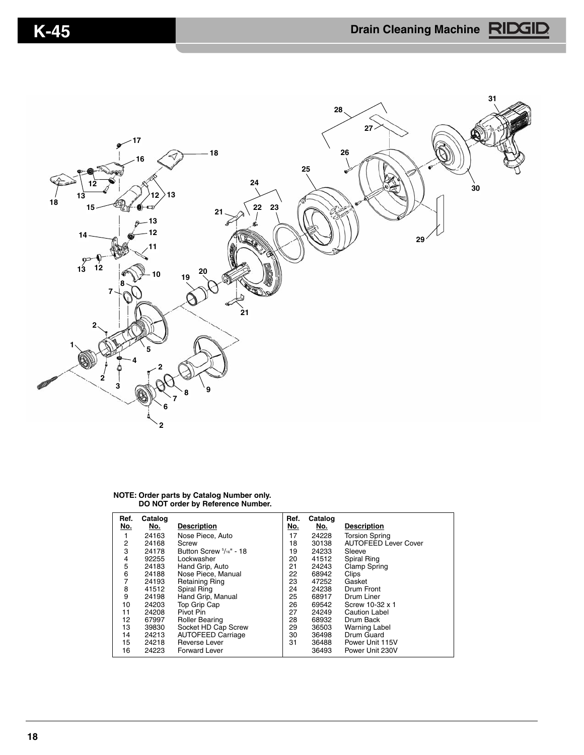**NOTE: Order parts by Catalog Number only.
DO NOT order by Reference Number.**

| Ref. No. | Catalog No. | Description | Ref. No. | Catalog No. | Description |
|---|---|---|---|---|---|
| 1 | 24163 | Nose Piece, Auto | 17 | 24228 | Torsion Spring |
| 2 | 24168 | Screw | 18 | 30138 | AUTOFEED Lever Cover |
| 3 | 24178 | Button Screw $^{5}/_{16}$" - 18 | 19 | 24233 | Sleeve |
| 4 | 92255 | Lockwasher | 20 | 41512 | Spiral Ring |
| 5 | 24183 | Hand Grip, Auto | 21 | 24243 | Clamp Spring |
| 6 | 24188 | Nose Piece, Manual | 22 | 68942 | Clips |
| 7 | 24193 | Retaining Ring | 23 | 47252 | Gasket |
| 8 | 41512 | Spiral Ring | 24 | 24238 | Drum Front |
| 9 | 24198 | Hand Grip, Manual | 25 | 68917 | Drum Liner |
| 10 | 24203 | Top Grip Cap | 26 | 69542 | Screw 10-32 x 1 |
| 11 | 24208 | Pivot Pin | 27 | 24249 | Caution Label |
| 12 | 67997 | Roller Bearing | 28 | 68932 | Drum Back |
| 13 | 39830 | Socket HD Cap Screw | 29 | 36503 | Warning Label |
| 14 | 24213 | AUTOFEED Carriage | 30 | 36498 | Drum Guard |
| 15 | 24218 | Reverse Lever | 31 | 36488 | Power Unit 115V |
| 16 | 24223 | Forward Lever | | 36493 | Power Unit 230V |